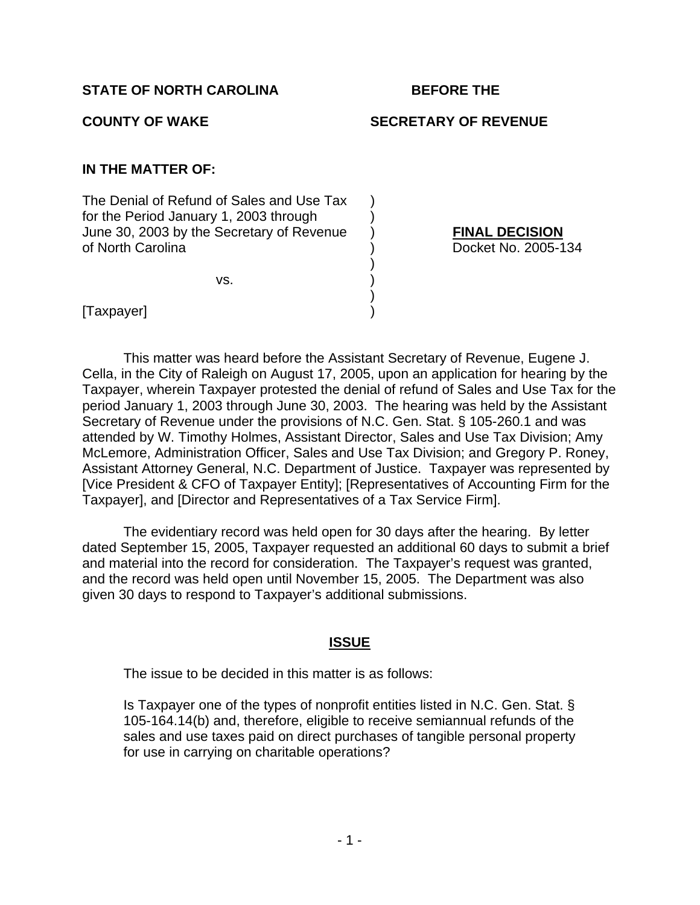**STATE OF NORTH CAROLINA** **BEFORE THE**

**COUNTY OF WAKE** **SECRETARY OF REVENUE**

**IN THE MATTER OF:**

| | |
|---|---|
| The Denial of Refund of Sales and Use Tax for the Period January 1, 2003 through June 30, 2003 by the Secretary of Revenue of North Carolina | **FINAL DECISION** Docket No. 2005-134 |
| vs. | |
| [Taxpayer] | |

This matter was heard before the Assistant Secretary of Revenue, Eugene J. Cella, in the City of Raleigh on August 17, 2005, upon an application for hearing by the Taxpayer, wherein Taxpayer protested the denial of refund of Sales and Use Tax for the period January 1, 2003 through June 30, 2003. The hearing was held by the Assistant Secretary of Revenue under the provisions of N.C. Gen. Stat. § 105-260.1 and was attended by W. Timothy Holmes, Assistant Director, Sales and Use Tax Division; Amy McLemore, Administration Officer, Sales and Use Tax Division; and Gregory P. Roney, Assistant Attorney General, N.C. Department of Justice. Taxpayer was represented by [Vice President & CFO of Taxpayer Entity]; [Representatives of Accounting Firm for the Taxpayer], and [Director and Representatives of a Tax Service Firm].

The evidentiary record was held open for 30 days after the hearing. By letter dated September 15, 2005, Taxpayer requested an additional 60 days to submit a brief and material into the record for consideration. The Taxpayer's request was granted, and the record was held open until November 15, 2005. The Department was also given 30 days to respond to Taxpayer's additional submissions.

## ISSUE

The issue to be decided in this matter is as follows:

Is Taxpayer one of the types of nonprofit entities listed in N.C. Gen. Stat. § 105-164.14(b) and, therefore, eligible to receive semiannual refunds of the sales and use taxes paid on direct purchases of tangible personal property for use in carrying on charitable operations?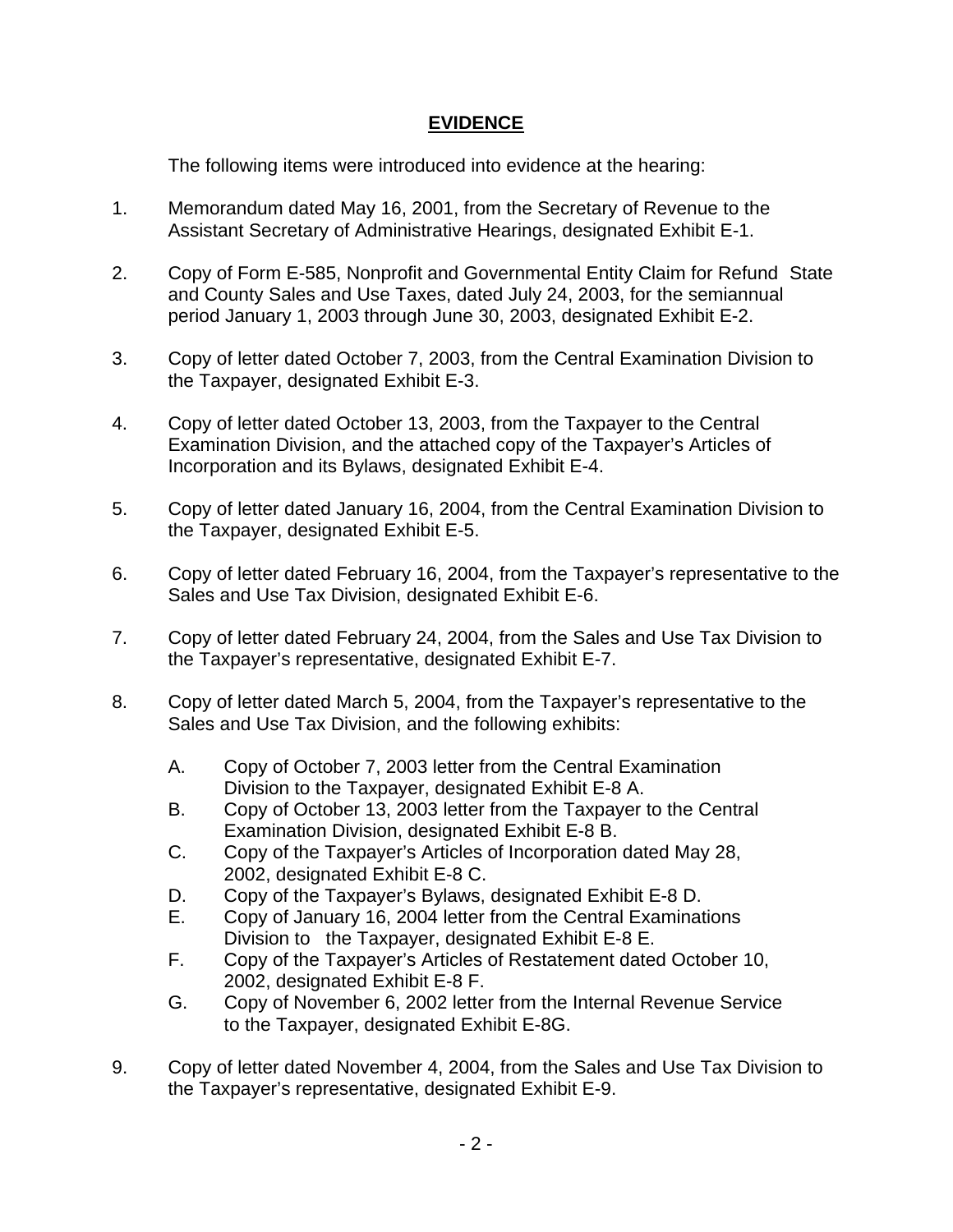## **EVIDENCE**

The following items were introduced into evidence at the hearing:

1. Memorandum dated May 16, 2001, from the Secretary of Revenue to the Assistant Secretary of Administrative Hearings, designated Exhibit E-1.

2. Copy of Form E-585, Nonprofit and Governmental Entity Claim for Refund State and County Sales and Use Taxes, dated July 24, 2003, for the semiannual period January 1, 2003 through June 30, 2003, designated Exhibit E-2.

3. Copy of letter dated October 7, 2003, from the Central Examination Division to the Taxpayer, designated Exhibit E-3.

4. Copy of letter dated October 13, 2003, from the Taxpayer to the Central Examination Division, and the attached copy of the Taxpayer's Articles of Incorporation and its Bylaws, designated Exhibit E-4.

5. Copy of letter dated January 16, 2004, from the Central Examination Division to the Taxpayer, designated Exhibit E-5.

6. Copy of letter dated February 16, 2004, from the Taxpayer's representative to the Sales and Use Tax Division, designated Exhibit E-6.

7. Copy of letter dated February 24, 2004, from the Sales and Use Tax Division to the Taxpayer's representative, designated Exhibit E-7.

8. Copy of letter dated March 5, 2004, from the Taxpayer's representative to the Sales and Use Tax Division, and the following exhibits:

   A. Copy of October 7, 2003 letter from the Central Examination Division to the Taxpayer, designated Exhibit E-8 A.
   B. Copy of October 13, 2003 letter from the Taxpayer to the Central Examination Division, designated Exhibit E-8 B.
   C. Copy of the Taxpayer's Articles of Incorporation dated May 28, 2002, designated Exhibit E-8 C.
   D. Copy of the Taxpayer's Bylaws, designated Exhibit E-8 D.
   E. Copy of January 16, 2004 letter from the Central Examinations Division to the Taxpayer, designated Exhibit E-8 E.
   F. Copy of the Taxpayer's Articles of Restatement dated October 10, 2002, designated Exhibit E-8 F.
   G. Copy of November 6, 2002 letter from the Internal Revenue Service to the Taxpayer, designated Exhibit E-8G.

9. Copy of letter dated November 4, 2004, from the Sales and Use Tax Division to the Taxpayer's representative, designated Exhibit E-9.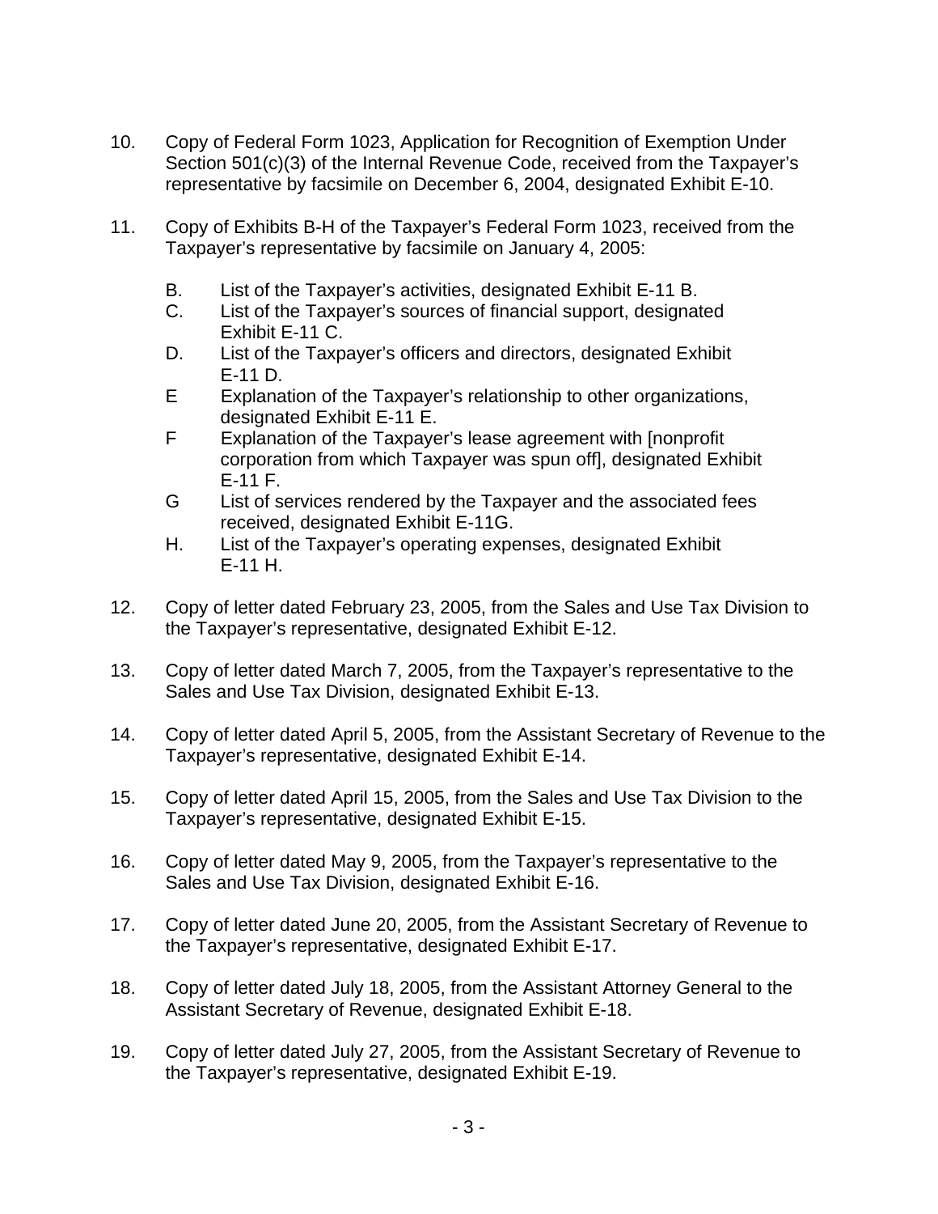10. Copy of Federal Form 1023, Application for Recognition of Exemption Under Section 501(c)(3) of the Internal Revenue Code, received from the Taxpayer's representative by facsimile on December 6, 2004, designated Exhibit E-10.

11. Copy of Exhibits B-H of the Taxpayer's Federal Form 1023, received from the Taxpayer's representative by facsimile on January 4, 2005:

    B. List of the Taxpayer's activities, designated Exhibit E-11 B.
    C. List of the Taxpayer's sources of financial support, designated Exhibit E-11 C.
    D. List of the Taxpayer's officers and directors, designated Exhibit E-11 D.
    E Explanation of the Taxpayer's relationship to other organizations, designated Exhibit E-11 E.
    F Explanation of the Taxpayer's lease agreement with [nonprofit corporation from which Taxpayer was spun off], designated Exhibit E-11 F.
    G List of services rendered by the Taxpayer and the associated fees received, designated Exhibit E-11G.
    H. List of the Taxpayer's operating expenses, designated Exhibit E-11 H.

12. Copy of letter dated February 23, 2005, from the Sales and Use Tax Division to the Taxpayer's representative, designated Exhibit E-12.

13. Copy of letter dated March 7, 2005, from the Taxpayer's representative to the Sales and Use Tax Division, designated Exhibit E-13.

14. Copy of letter dated April 5, 2005, from the Assistant Secretary of Revenue to the Taxpayer's representative, designated Exhibit E-14.

15. Copy of letter dated April 15, 2005, from the Sales and Use Tax Division to the Taxpayer's representative, designated Exhibit E-15.

16. Copy of letter dated May 9, 2005, from the Taxpayer's representative to the Sales and Use Tax Division, designated Exhibit E-16.

17. Copy of letter dated June 20, 2005, from the Assistant Secretary of Revenue to the Taxpayer's representative, designated Exhibit E-17.

18. Copy of letter dated July 18, 2005, from the Assistant Attorney General to the Assistant Secretary of Revenue, designated Exhibit E-18.

19. Copy of letter dated July 27, 2005, from the Assistant Secretary of Revenue to the Taxpayer's representative, designated Exhibit E-19.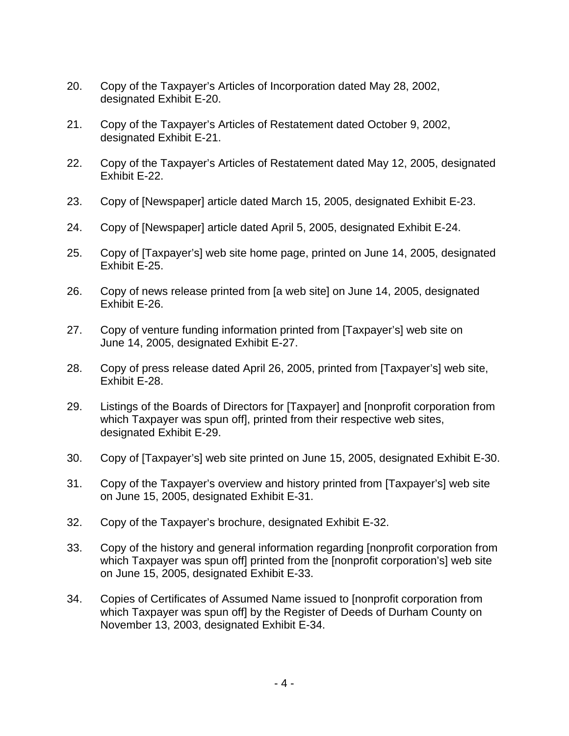20. Copy of the Taxpayer's Articles of Incorporation dated May 28, 2002, designated Exhibit E-20.

21. Copy of the Taxpayer's Articles of Restatement dated October 9, 2002, designated Exhibit E-21.

22. Copy of the Taxpayer's Articles of Restatement dated May 12, 2005, designated Exhibit E-22.

23. Copy of [Newspaper] article dated March 15, 2005, designated Exhibit E-23.

24. Copy of [Newspaper] article dated April 5, 2005, designated Exhibit E-24.

25. Copy of [Taxpayer's] web site home page, printed on June 14, 2005, designated Exhibit E-25.

26. Copy of news release printed from [a web site] on June 14, 2005, designated Exhibit E-26.

27. Copy of venture funding information printed from [Taxpayer's] web site on June 14, 2005, designated Exhibit E-27.

28. Copy of press release dated April 26, 2005, printed from [Taxpayer's] web site, Exhibit E-28.

29. Listings of the Boards of Directors for [Taxpayer] and [nonprofit corporation from which Taxpayer was spun off], printed from their respective web sites, designated Exhibit E-29.

30. Copy of [Taxpayer's] web site printed on June 15, 2005, designated Exhibit E-30.

31. Copy of the Taxpayer's overview and history printed from [Taxpayer's] web site on June 15, 2005, designated Exhibit E-31.

32. Copy of the Taxpayer's brochure, designated Exhibit E-32.

33. Copy of the history and general information regarding [nonprofit corporation from which Taxpayer was spun off] printed from the [nonprofit corporation's] web site on June 15, 2005, designated Exhibit E-33.

34. Copies of Certificates of Assumed Name issued to [nonprofit corporation from which Taxpayer was spun off] by the Register of Deeds of Durham County on November 13, 2003, designated Exhibit E-34.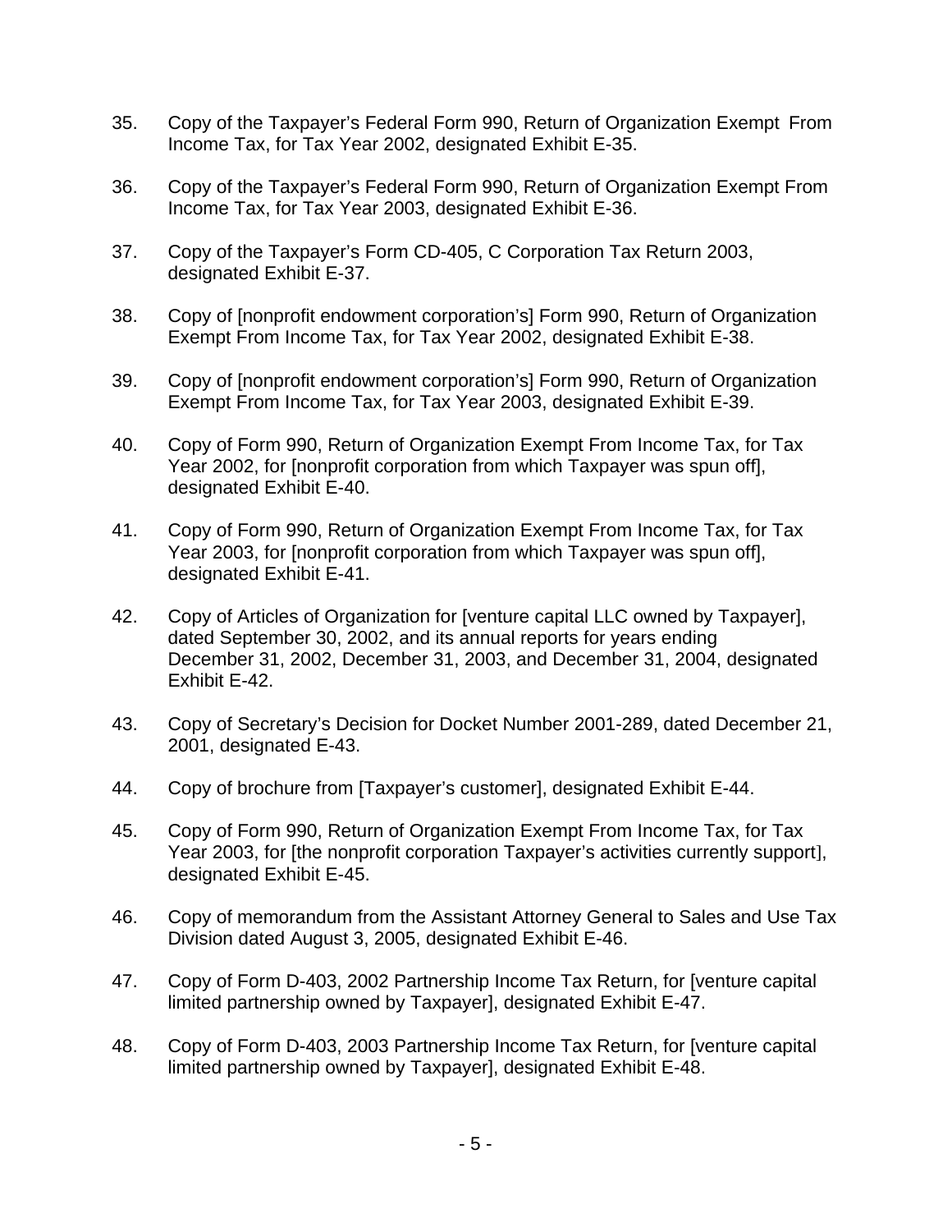35. Copy of the Taxpayer's Federal Form 990, Return of Organization Exempt From Income Tax, for Tax Year 2002, designated Exhibit E-35.

36. Copy of the Taxpayer's Federal Form 990, Return of Organization Exempt From Income Tax, for Tax Year 2003, designated Exhibit E-36.

37. Copy of the Taxpayer's Form CD-405, C Corporation Tax Return 2003, designated Exhibit E-37.

38. Copy of [nonprofit endowment corporation's] Form 990, Return of Organization Exempt From Income Tax, for Tax Year 2002, designated Exhibit E-38.

39. Copy of [nonprofit endowment corporation's] Form 990, Return of Organization Exempt From Income Tax, for Tax Year 2003, designated Exhibit E-39.

40. Copy of Form 990, Return of Organization Exempt From Income Tax, for Tax Year 2002, for [nonprofit corporation from which Taxpayer was spun off], designated Exhibit E-40.

41. Copy of Form 990, Return of Organization Exempt From Income Tax, for Tax Year 2003, for [nonprofit corporation from which Taxpayer was spun off], designated Exhibit E-41.

42. Copy of Articles of Organization for [venture capital LLC owned by Taxpayer], dated September 30, 2002, and its annual reports for years ending December 31, 2002, December 31, 2003, and December 31, 2004, designated Exhibit E-42.

43. Copy of Secretary's Decision for Docket Number 2001-289, dated December 21, 2001, designated E-43.

44. Copy of brochure from [Taxpayer's customer], designated Exhibit E-44.

45. Copy of Form 990, Return of Organization Exempt From Income Tax, for Tax Year 2003, for [the nonprofit corporation Taxpayer's activities currently support], designated Exhibit E-45.

46. Copy of memorandum from the Assistant Attorney General to Sales and Use Tax Division dated August 3, 2005, designated Exhibit E-46.

47. Copy of Form D-403, 2002 Partnership Income Tax Return, for [venture capital limited partnership owned by Taxpayer], designated Exhibit E-47.

48. Copy of Form D-403, 2003 Partnership Income Tax Return, for [venture capital limited partnership owned by Taxpayer], designated Exhibit E-48.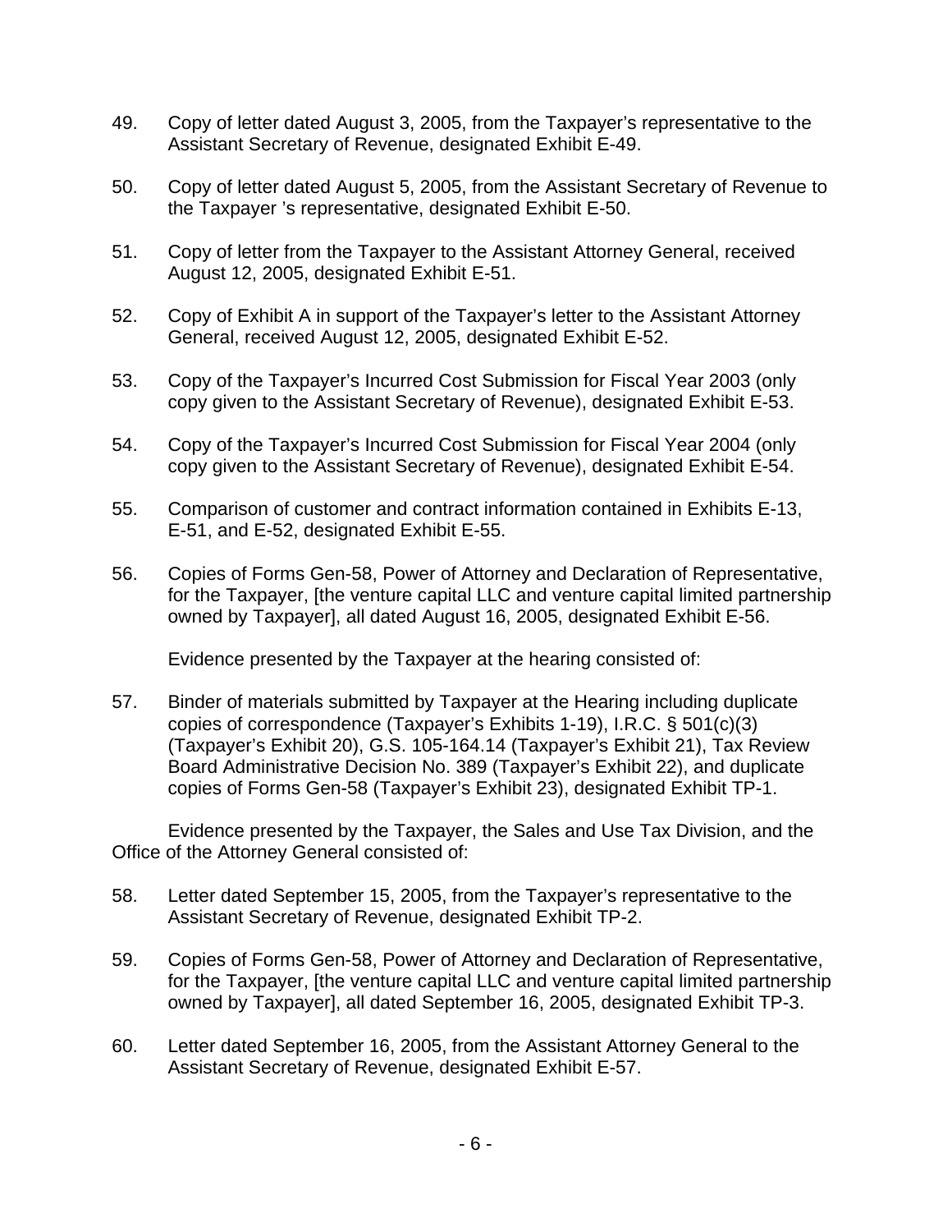49. Copy of letter dated August 3, 2005, from the Taxpayer's representative to the Assistant Secretary of Revenue, designated Exhibit E-49.

50. Copy of letter dated August 5, 2005, from the Assistant Secretary of Revenue to the Taxpayer 's representative, designated Exhibit E-50.

51. Copy of letter from the Taxpayer to the Assistant Attorney General, received August 12, 2005, designated Exhibit E-51.

52. Copy of Exhibit A in support of the Taxpayer's letter to the Assistant Attorney General, received August 12, 2005, designated Exhibit E-52.

53. Copy of the Taxpayer's Incurred Cost Submission for Fiscal Year 2003 (only copy given to the Assistant Secretary of Revenue), designated Exhibit E-53.

54. Copy of the Taxpayer's Incurred Cost Submission for Fiscal Year 2004 (only copy given to the Assistant Secretary of Revenue), designated Exhibit E-54.

55. Comparison of customer and contract information contained in Exhibits E-13, E-51, and E-52, designated Exhibit E-55.

56. Copies of Forms Gen-58, Power of Attorney and Declaration of Representative, for the Taxpayer, [the venture capital LLC and venture capital limited partnership owned by Taxpayer], all dated August 16, 2005, designated Exhibit E-56.

Evidence presented by the Taxpayer at the hearing consisted of:

57. Binder of materials submitted by Taxpayer at the Hearing including duplicate copies of correspondence (Taxpayer's Exhibits 1-19), I.R.C. § 501(c)(3) (Taxpayer's Exhibit 20), G.S. 105-164.14 (Taxpayer's Exhibit 21), Tax Review Board Administrative Decision No. 389 (Taxpayer's Exhibit 22), and duplicate copies of Forms Gen-58 (Taxpayer's Exhibit 23), designated Exhibit TP-1.

Evidence presented by the Taxpayer, the Sales and Use Tax Division, and the Office of the Attorney General consisted of:

58. Letter dated September 15, 2005, from the Taxpayer's representative to the Assistant Secretary of Revenue, designated Exhibit TP-2.

59. Copies of Forms Gen-58, Power of Attorney and Declaration of Representative, for the Taxpayer, [the venture capital LLC and venture capital limited partnership owned by Taxpayer], all dated September 16, 2005, designated Exhibit TP-3.

60. Letter dated September 16, 2005, from the Assistant Attorney General to the Assistant Secretary of Revenue, designated Exhibit E-57.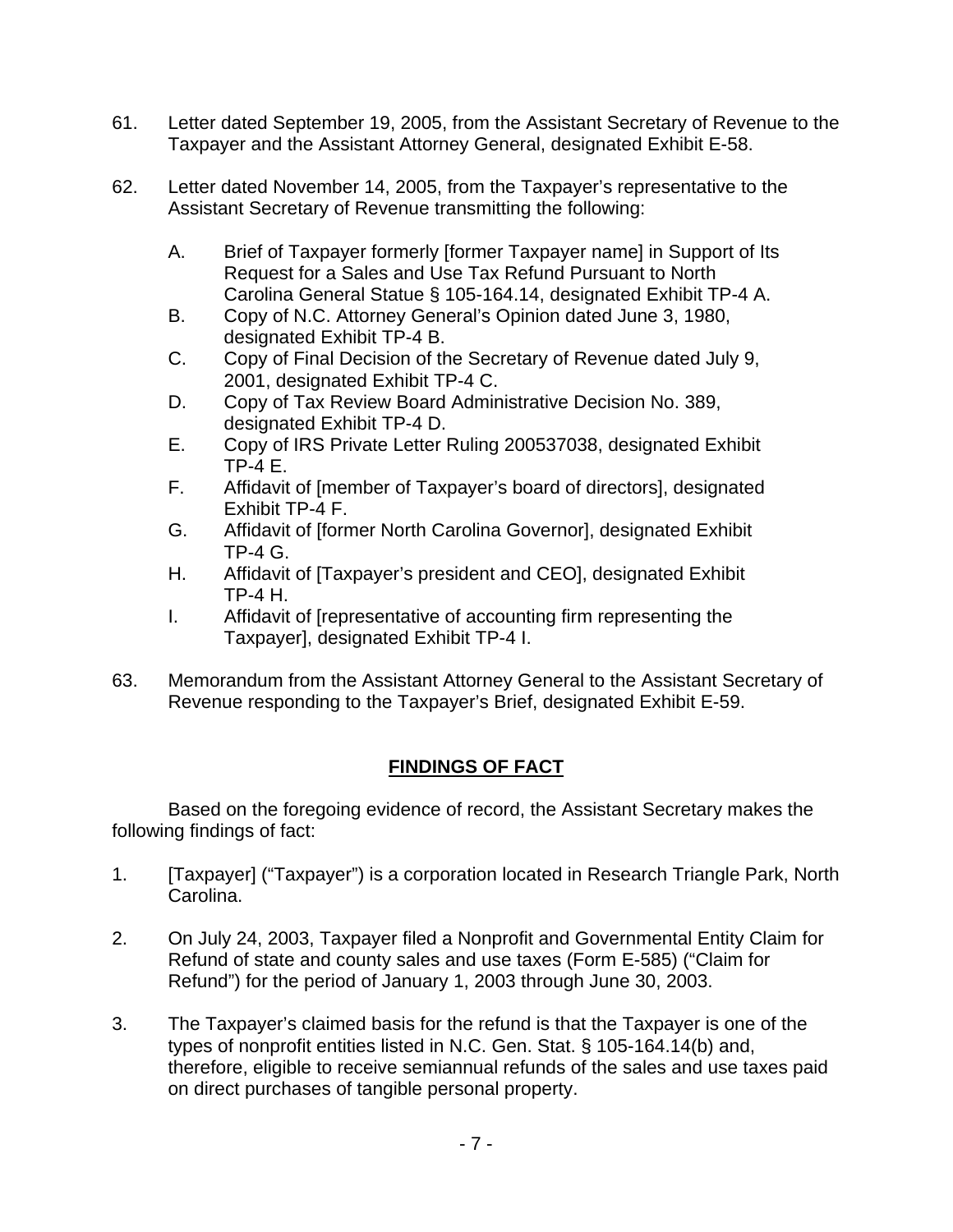61. Letter dated September 19, 2005, from the Assistant Secretary of Revenue to the Taxpayer and the Assistant Attorney General, designated Exhibit E-58.

62. Letter dated November 14, 2005, from the Taxpayer's representative to the Assistant Secretary of Revenue transmitting the following:

    A. Brief of Taxpayer formerly [former Taxpayer name] in Support of Its Request for a Sales and Use Tax Refund Pursuant to North Carolina General Statue § 105-164.14, designated Exhibit TP-4 A.
    B. Copy of N.C. Attorney General's Opinion dated June 3, 1980, designated Exhibit TP-4 B.
    C. Copy of Final Decision of the Secretary of Revenue dated July 9, 2001, designated Exhibit TP-4 C.
    D. Copy of Tax Review Board Administrative Decision No. 389, designated Exhibit TP-4 D.
    E. Copy of IRS Private Letter Ruling 200537038, designated Exhibit TP-4 E.
    F. Affidavit of [member of Taxpayer's board of directors], designated Exhibit TP-4 F.
    G. Affidavit of [former North Carolina Governor], designated Exhibit TP-4 G.
    H. Affidavit of [Taxpayer's president and CEO], designated Exhibit TP-4 H.
    I. Affidavit of [representative of accounting firm representing the Taxpayer], designated Exhibit TP-4 I.

63. Memorandum from the Assistant Attorney General to the Assistant Secretary of Revenue responding to the Taxpayer's Brief, designated Exhibit E-59.

## FINDINGS OF FACT

Based on the foregoing evidence of record, the Assistant Secretary makes the following findings of fact:

1. [Taxpayer] ("Taxpayer") is a corporation located in Research Triangle Park, North Carolina.

2. On July 24, 2003, Taxpayer filed a Nonprofit and Governmental Entity Claim for Refund of state and county sales and use taxes (Form E-585) ("Claim for Refund") for the period of January 1, 2003 through June 30, 2003.

3. The Taxpayer's claimed basis for the refund is that the Taxpayer is one of the types of nonprofit entities listed in N.C. Gen. Stat. § 105-164.14(b) and, therefore, eligible to receive semiannual refunds of the sales and use taxes paid on direct purchases of tangible personal property.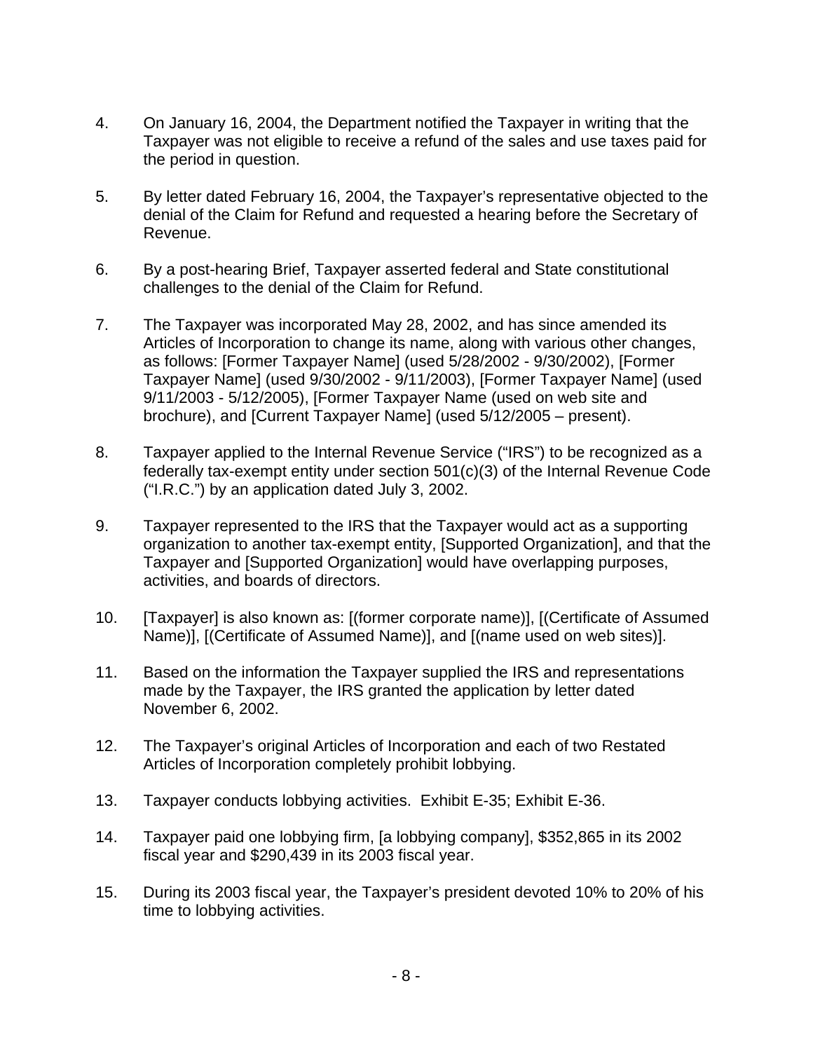4. On January 16, 2004, the Department notified the Taxpayer in writing that the Taxpayer was not eligible to receive a refund of the sales and use taxes paid for the period in question.

5. By letter dated February 16, 2004, the Taxpayer's representative objected to the denial of the Claim for Refund and requested a hearing before the Secretary of Revenue.

6. By a post-hearing Brief, Taxpayer asserted federal and State constitutional challenges to the denial of the Claim for Refund.

7. The Taxpayer was incorporated May 28, 2002, and has since amended its Articles of Incorporation to change its name, along with various other changes, as follows: [Former Taxpayer Name] (used 5/28/2002 - 9/30/2002), [Former Taxpayer Name] (used 9/30/2002 - 9/11/2003), [Former Taxpayer Name] (used 9/11/2003 - 5/12/2005), [Former Taxpayer Name (used on web site and brochure), and [Current Taxpayer Name] (used 5/12/2005 – present).

8. Taxpayer applied to the Internal Revenue Service ("IRS") to be recognized as a federally tax-exempt entity under section 501(c)(3) of the Internal Revenue Code ("I.R.C.") by an application dated July 3, 2002.

9. Taxpayer represented to the IRS that the Taxpayer would act as a supporting organization to another tax-exempt entity, [Supported Organization], and that the Taxpayer and [Supported Organization] would have overlapping purposes, activities, and boards of directors.

10. [Taxpayer] is also known as: [(former corporate name)], [(Certificate of Assumed Name)], [(Certificate of Assumed Name)], and [(name used on web sites)].

11. Based on the information the Taxpayer supplied the IRS and representations made by the Taxpayer, the IRS granted the application by letter dated November 6, 2002.

12. The Taxpayer's original Articles of Incorporation and each of two Restated Articles of Incorporation completely prohibit lobbying.

13. Taxpayer conducts lobbying activities. Exhibit E-35; Exhibit E-36.

14. Taxpayer paid one lobbying firm, [a lobbying company], $352,865 in its 2002 fiscal year and $290,439 in its 2003 fiscal year.

15. During its 2003 fiscal year, the Taxpayer's president devoted 10% to 20% of his time to lobbying activities.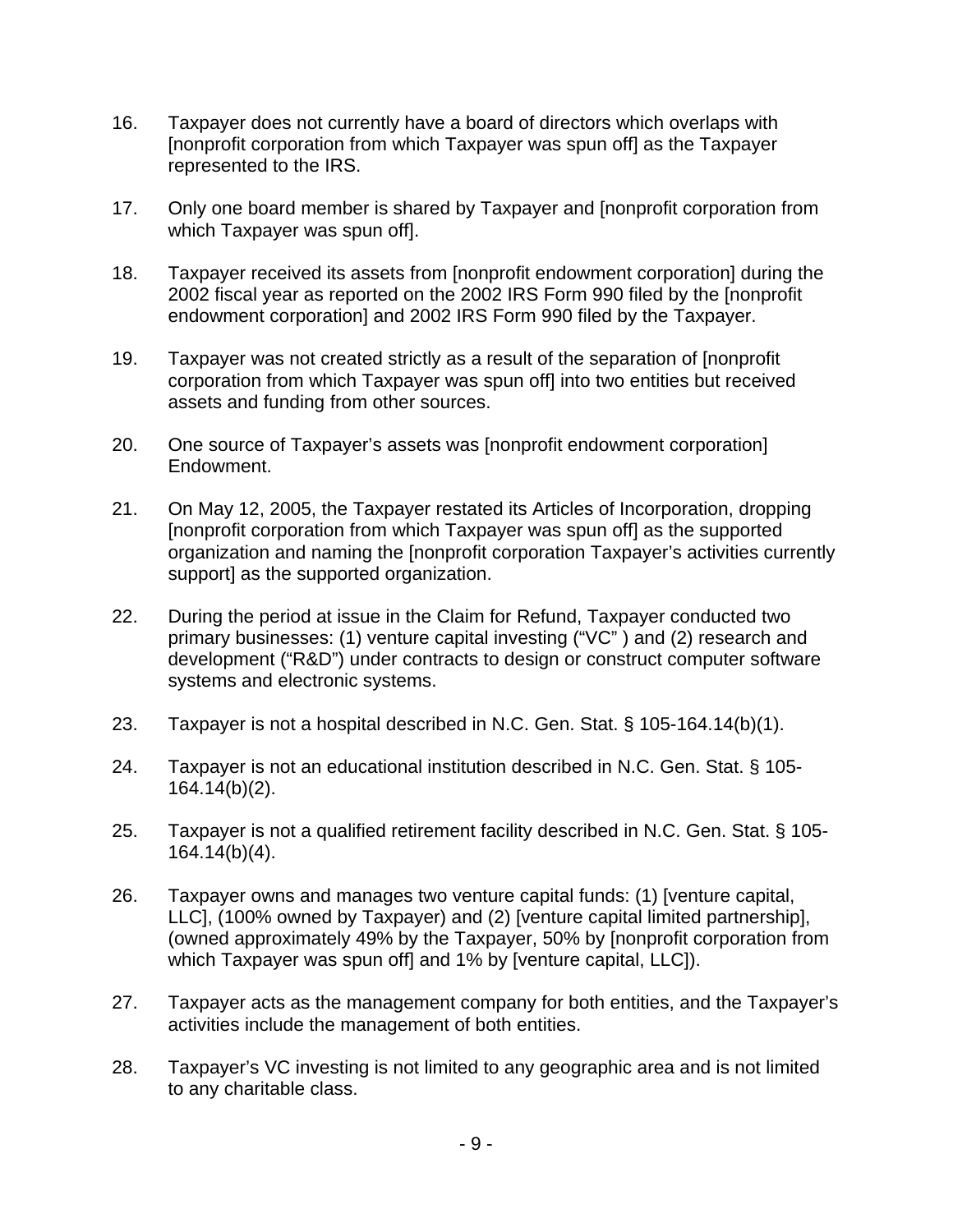16. Taxpayer does not currently have a board of directors which overlaps with [nonprofit corporation from which Taxpayer was spun off] as the Taxpayer represented to the IRS.

17. Only one board member is shared by Taxpayer and [nonprofit corporation from which Taxpayer was spun off].

18. Taxpayer received its assets from [nonprofit endowment corporation] during the 2002 fiscal year as reported on the 2002 IRS Form 990 filed by the [nonprofit endowment corporation] and 2002 IRS Form 990 filed by the Taxpayer.

19. Taxpayer was not created strictly as a result of the separation of [nonprofit corporation from which Taxpayer was spun off] into two entities but received assets and funding from other sources.

20. One source of Taxpayer's assets was [nonprofit endowment corporation] Endowment.

21. On May 12, 2005, the Taxpayer restated its Articles of Incorporation, dropping [nonprofit corporation from which Taxpayer was spun off] as the supported organization and naming the [nonprofit corporation Taxpayer's activities currently support] as the supported organization.

22. During the period at issue in the Claim for Refund, Taxpayer conducted two primary businesses: (1) venture capital investing ("VC" ) and (2) research and development ("R&D") under contracts to design or construct computer software systems and electronic systems.

23. Taxpayer is not a hospital described in N.C. Gen. Stat. § 105-164.14(b)(1).

24. Taxpayer is not an educational institution described in N.C. Gen. Stat. § 105-164.14(b)(2).

25. Taxpayer is not a qualified retirement facility described in N.C. Gen. Stat. § 105-164.14(b)(4).

26. Taxpayer owns and manages two venture capital funds: (1) [venture capital, LLC], (100% owned by Taxpayer) and (2) [venture capital limited partnership], (owned approximately 49% by the Taxpayer, 50% by [nonprofit corporation from which Taxpayer was spun off] and 1% by [venture capital, LLC]).

27. Taxpayer acts as the management company for both entities, and the Taxpayer's activities include the management of both entities.

28. Taxpayer's VC investing is not limited to any geographic area and is not limited to any charitable class.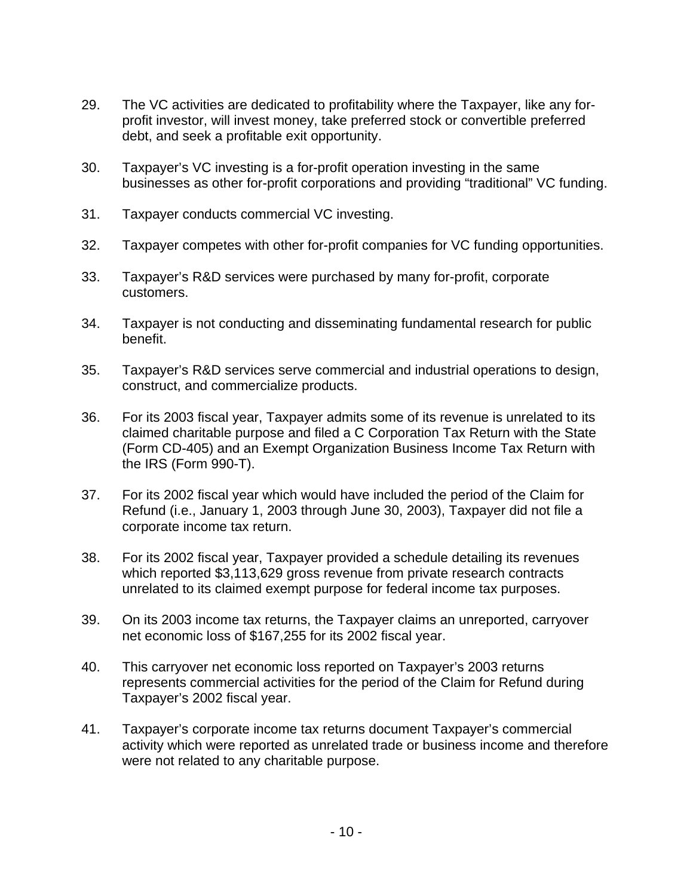29. The VC activities are dedicated to profitability where the Taxpayer, like any for-profit investor, will invest money, take preferred stock or convertible preferred debt, and seek a profitable exit opportunity.

30. Taxpayer's VC investing is a for-profit operation investing in the same businesses as other for-profit corporations and providing "traditional" VC funding.

31. Taxpayer conducts commercial VC investing.

32. Taxpayer competes with other for-profit companies for VC funding opportunities.

33. Taxpayer's R&D services were purchased by many for-profit, corporate customers.

34. Taxpayer is not conducting and disseminating fundamental research for public benefit.

35. Taxpayer's R&D services serve commercial and industrial operations to design, construct, and commercialize products.

36. For its 2003 fiscal year, Taxpayer admits some of its revenue is unrelated to its claimed charitable purpose and filed a C Corporation Tax Return with the State (Form CD-405) and an Exempt Organization Business Income Tax Return with the IRS (Form 990-T).

37. For its 2002 fiscal year which would have included the period of the Claim for Refund (i.e., January 1, 2003 through June 30, 2003), Taxpayer did not file a corporate income tax return.

38. For its 2002 fiscal year, Taxpayer provided a schedule detailing its revenues which reported $3,113,629 gross revenue from private research contracts unrelated to its claimed exempt purpose for federal income tax purposes.

39. On its 2003 income tax returns, the Taxpayer claims an unreported, carryover net economic loss of $167,255 for its 2002 fiscal year.

40. This carryover net economic loss reported on Taxpayer's 2003 returns represents commercial activities for the period of the Claim for Refund during Taxpayer's 2002 fiscal year.

41. Taxpayer's corporate income tax returns document Taxpayer's commercial activity which were reported as unrelated trade or business income and therefore were not related to any charitable purpose.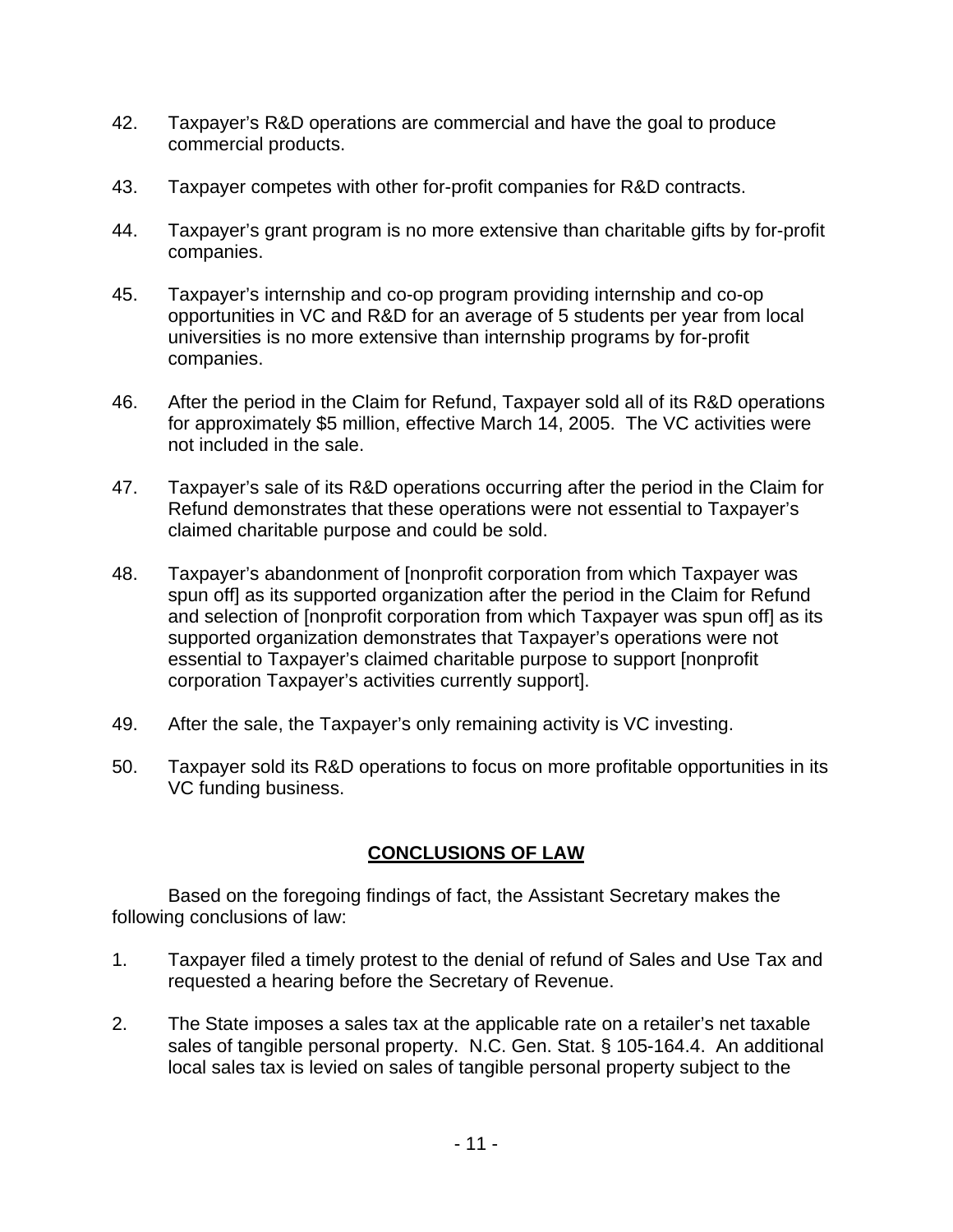42. Taxpayer's R&D operations are commercial and have the goal to produce commercial products.

43. Taxpayer competes with other for-profit companies for R&D contracts.

44. Taxpayer's grant program is no more extensive than charitable gifts by for-profit companies.

45. Taxpayer's internship and co-op program providing internship and co-op opportunities in VC and R&D for an average of 5 students per year from local universities is no more extensive than internship programs by for-profit companies.

46. After the period in the Claim for Refund, Taxpayer sold all of its R&D operations for approximately $5 million, effective March 14, 2005. The VC activities were not included in the sale.

47. Taxpayer's sale of its R&D operations occurring after the period in the Claim for Refund demonstrates that these operations were not essential to Taxpayer's claimed charitable purpose and could be sold.

48. Taxpayer's abandonment of [nonprofit corporation from which Taxpayer was spun off] as its supported organization after the period in the Claim for Refund and selection of [nonprofit corporation from which Taxpayer was spun off] as its supported organization demonstrates that Taxpayer's operations were not essential to Taxpayer's claimed charitable purpose to support [nonprofit corporation Taxpayer's activities currently support].

49. After the sale, the Taxpayer's only remaining activity is VC investing.

50. Taxpayer sold its R&D operations to focus on more profitable opportunities in its VC funding business.

## CONCLUSIONS OF LAW

Based on the foregoing findings of fact, the Assistant Secretary makes the following conclusions of law:

1. Taxpayer filed a timely protest to the denial of refund of Sales and Use Tax and requested a hearing before the Secretary of Revenue.

2. The State imposes a sales tax at the applicable rate on a retailer's net taxable sales of tangible personal property. N.C. Gen. Stat. § 105-164.4. An additional local sales tax is levied on sales of tangible personal property subject to the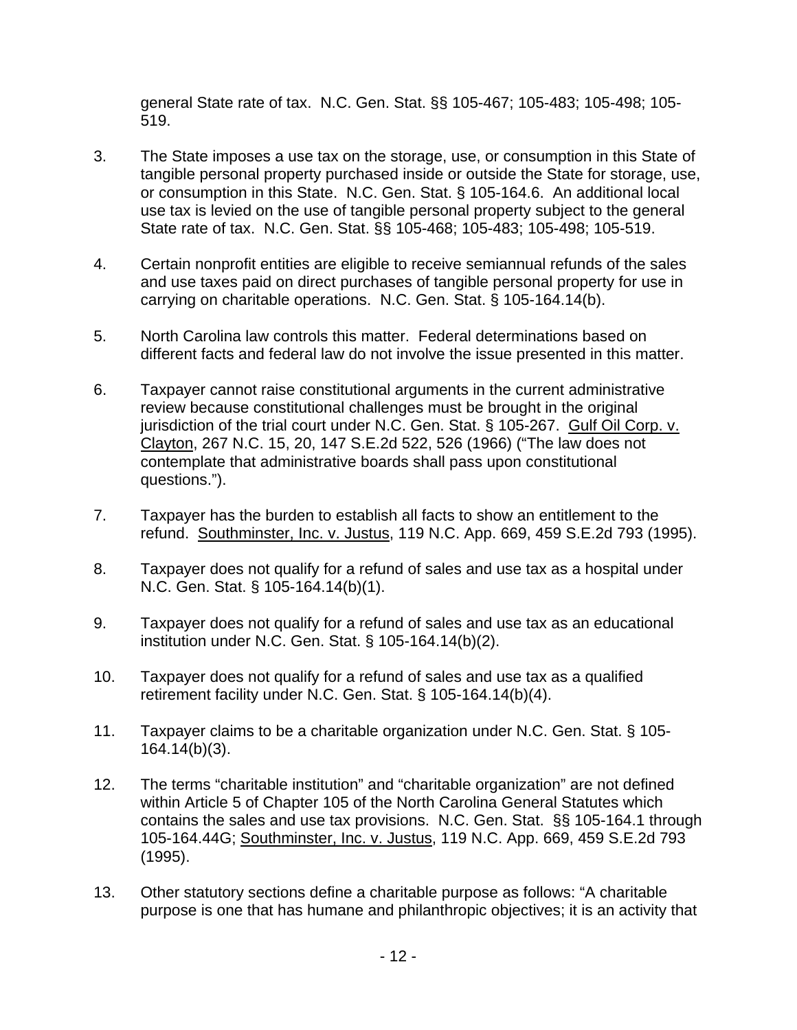general State rate of tax. N.C. Gen. Stat. §§ 105-467; 105-483; 105-498; 105-519.

3. The State imposes a use tax on the storage, use, or consumption in this State of tangible personal property purchased inside or outside the State for storage, use, or consumption in this State. N.C. Gen. Stat. § 105-164.6. An additional local use tax is levied on the use of tangible personal property subject to the general State rate of tax. N.C. Gen. Stat. §§ 105-468; 105-483; 105-498; 105-519.

4. Certain nonprofit entities are eligible to receive semiannual refunds of the sales and use taxes paid on direct purchases of tangible personal property for use in carrying on charitable operations. N.C. Gen. Stat. § 105-164.14(b).

5. North Carolina law controls this matter. Federal determinations based on different facts and federal law do not involve the issue presented in this matter.

6. Taxpayer cannot raise constitutional arguments in the current administrative review because constitutional challenges must be brought in the original jurisdiction of the trial court under N.C. Gen. Stat. § 105-267. Gulf Oil Corp. v. Clayton, 267 N.C. 15, 20, 147 S.E.2d 522, 526 (1966) ("The law does not contemplate that administrative boards shall pass upon constitutional questions.").

7. Taxpayer has the burden to establish all facts to show an entitlement to the refund. Southminster, Inc. v. Justus, 119 N.C. App. 669, 459 S.E.2d 793 (1995).

8. Taxpayer does not qualify for a refund of sales and use tax as a hospital under N.C. Gen. Stat. § 105-164.14(b)(1).

9. Taxpayer does not qualify for a refund of sales and use tax as an educational institution under N.C. Gen. Stat. § 105-164.14(b)(2).

10. Taxpayer does not qualify for a refund of sales and use tax as a qualified retirement facility under N.C. Gen. Stat. § 105-164.14(b)(4).

11. Taxpayer claims to be a charitable organization under N.C. Gen. Stat. § 105-164.14(b)(3).

12. The terms "charitable institution" and "charitable organization" are not defined within Article 5 of Chapter 105 of the North Carolina General Statutes which contains the sales and use tax provisions. N.C. Gen. Stat. §§ 105-164.1 through 105-164.44G; Southminster, Inc. v. Justus, 119 N.C. App. 669, 459 S.E.2d 793 (1995).

13. Other statutory sections define a charitable purpose as follows: "A charitable purpose is one that has humane and philanthropic objectives; it is an activity that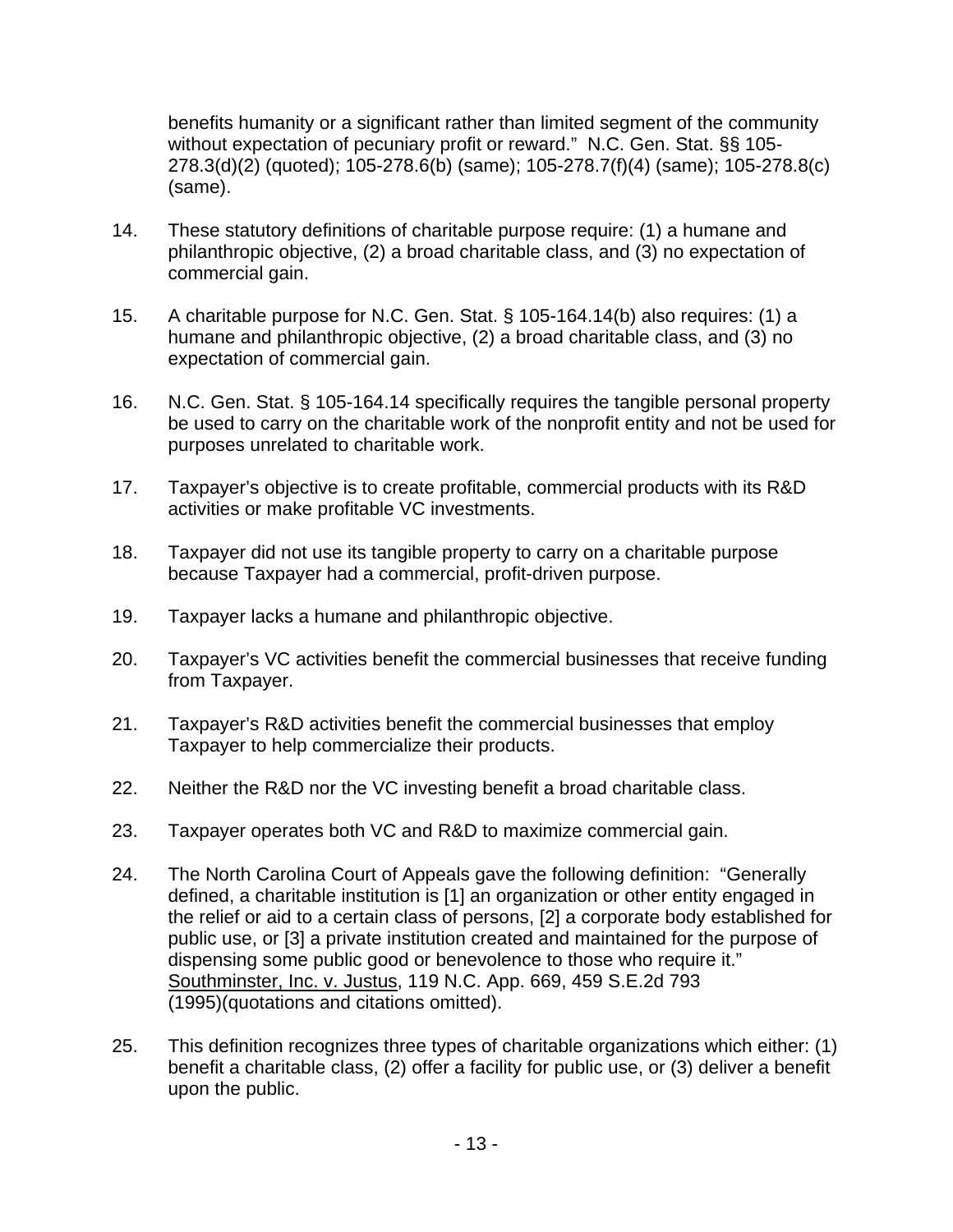benefits humanity or a significant rather than limited segment of the community without expectation of pecuniary profit or reward." N.C. Gen. Stat. §§ 105-278.3(d)(2) (quoted); 105-278.6(b) (same); 105-278.7(f)(4) (same); 105-278.8(c) (same).

14. These statutory definitions of charitable purpose require: (1) a humane and philanthropic objective, (2) a broad charitable class, and (3) no expectation of commercial gain.

15. A charitable purpose for N.C. Gen. Stat. § 105-164.14(b) also requires: (1) a humane and philanthropic objective, (2) a broad charitable class, and (3) no expectation of commercial gain.

16. N.C. Gen. Stat. § 105-164.14 specifically requires the tangible personal property be used to carry on the charitable work of the nonprofit entity and not be used for purposes unrelated to charitable work.

17. Taxpayer's objective is to create profitable, commercial products with its R&D activities or make profitable VC investments.

18. Taxpayer did not use its tangible property to carry on a charitable purpose because Taxpayer had a commercial, profit-driven purpose.

19. Taxpayer lacks a humane and philanthropic objective.

20. Taxpayer's VC activities benefit the commercial businesses that receive funding from Taxpayer.

21. Taxpayer's R&D activities benefit the commercial businesses that employ Taxpayer to help commercialize their products.

22. Neither the R&D nor the VC investing benefit a broad charitable class.

23. Taxpayer operates both VC and R&D to maximize commercial gain.

24. The North Carolina Court of Appeals gave the following definition: "Generally defined, a charitable institution is [1] an organization or other entity engaged in the relief or aid to a certain class of persons, [2] a corporate body established for public use, or [3] a private institution created and maintained for the purpose of dispensing some public good or benevolence to those who require it." Southminster, Inc. v. Justus, 119 N.C. App. 669, 459 S.E.2d 793 (1995)(quotations and citations omitted).

25. This definition recognizes three types of charitable organizations which either: (1) benefit a charitable class, (2) offer a facility for public use, or (3) deliver a benefit upon the public.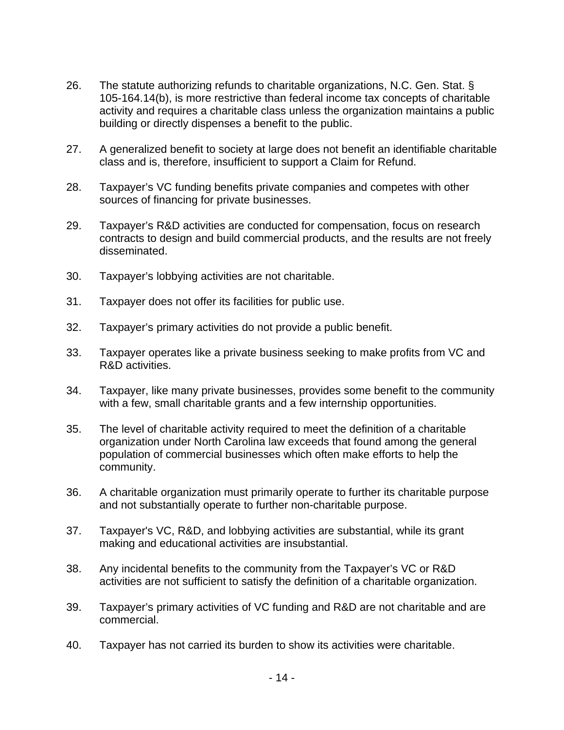26. The statute authorizing refunds to charitable organizations, N.C. Gen. Stat. § 105-164.14(b), is more restrictive than federal income tax concepts of charitable activity and requires a charitable class unless the organization maintains a public building or directly dispenses a benefit to the public.

27. A generalized benefit to society at large does not benefit an identifiable charitable class and is, therefore, insufficient to support a Claim for Refund.

28. Taxpayer's VC funding benefits private companies and competes with other sources of financing for private businesses.

29. Taxpayer's R&D activities are conducted for compensation, focus on research contracts to design and build commercial products, and the results are not freely disseminated.

30. Taxpayer's lobbying activities are not charitable.

31. Taxpayer does not offer its facilities for public use.

32. Taxpayer's primary activities do not provide a public benefit.

33. Taxpayer operates like a private business seeking to make profits from VC and R&D activities.

34. Taxpayer, like many private businesses, provides some benefit to the community with a few, small charitable grants and a few internship opportunities.

35. The level of charitable activity required to meet the definition of a charitable organization under North Carolina law exceeds that found among the general population of commercial businesses which often make efforts to help the community.

36. A charitable organization must primarily operate to further its charitable purpose and not substantially operate to further non-charitable purpose.

37. Taxpayer's VC, R&D, and lobbying activities are substantial, while its grant making and educational activities are insubstantial.

38. Any incidental benefits to the community from the Taxpayer's VC or R&D activities are not sufficient to satisfy the definition of a charitable organization.

39. Taxpayer's primary activities of VC funding and R&D are not charitable and are commercial.

40. Taxpayer has not carried its burden to show its activities were charitable.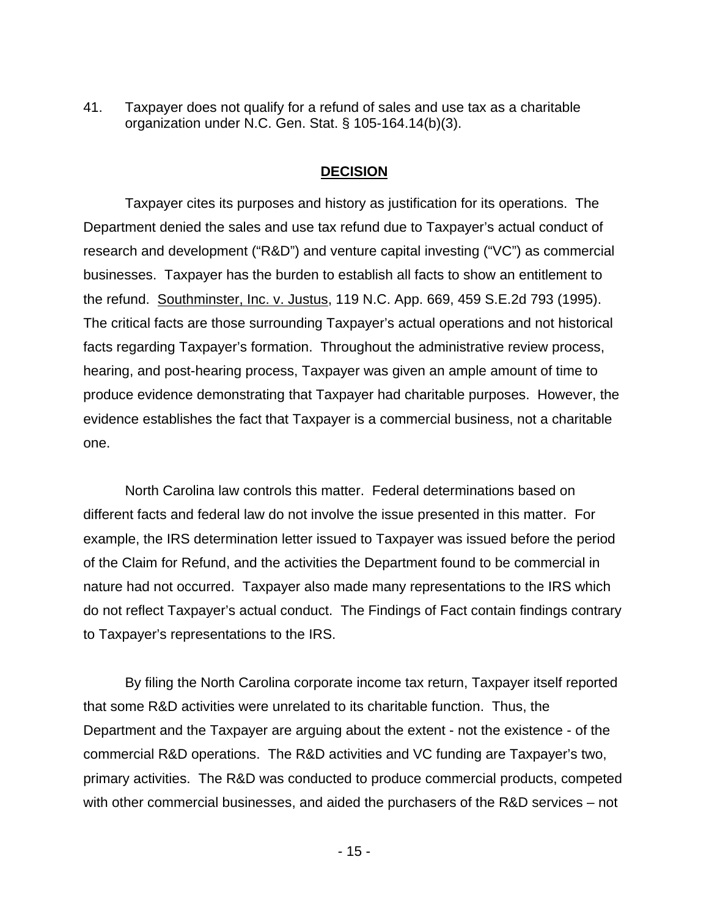41. Taxpayer does not qualify for a refund of sales and use tax as a charitable organization under N.C. Gen. Stat. § 105-164.14(b)(3).

## DECISION

Taxpayer cites its purposes and history as justification for its operations. The Department denied the sales and use tax refund due to Taxpayer's actual conduct of research and development ("R&D") and venture capital investing ("VC") as commercial businesses. Taxpayer has the burden to establish all facts to show an entitlement to the refund. Southminster, Inc. v. Justus, 119 N.C. App. 669, 459 S.E.2d 793 (1995). The critical facts are those surrounding Taxpayer's actual operations and not historical facts regarding Taxpayer's formation. Throughout the administrative review process, hearing, and post-hearing process, Taxpayer was given an ample amount of time to produce evidence demonstrating that Taxpayer had charitable purposes. However, the evidence establishes the fact that Taxpayer is a commercial business, not a charitable one.

North Carolina law controls this matter. Federal determinations based on different facts and federal law do not involve the issue presented in this matter. For example, the IRS determination letter issued to Taxpayer was issued before the period of the Claim for Refund, and the activities the Department found to be commercial in nature had not occurred. Taxpayer also made many representations to the IRS which do not reflect Taxpayer's actual conduct. The Findings of Fact contain findings contrary to Taxpayer's representations to the IRS.

By filing the North Carolina corporate income tax return, Taxpayer itself reported that some R&D activities were unrelated to its charitable function. Thus, the Department and the Taxpayer are arguing about the extent - not the existence - of the commercial R&D operations. The R&D activities and VC funding are Taxpayer's two, primary activities. The R&D was conducted to produce commercial products, competed with other commercial businesses, and aided the purchasers of the R&D services – not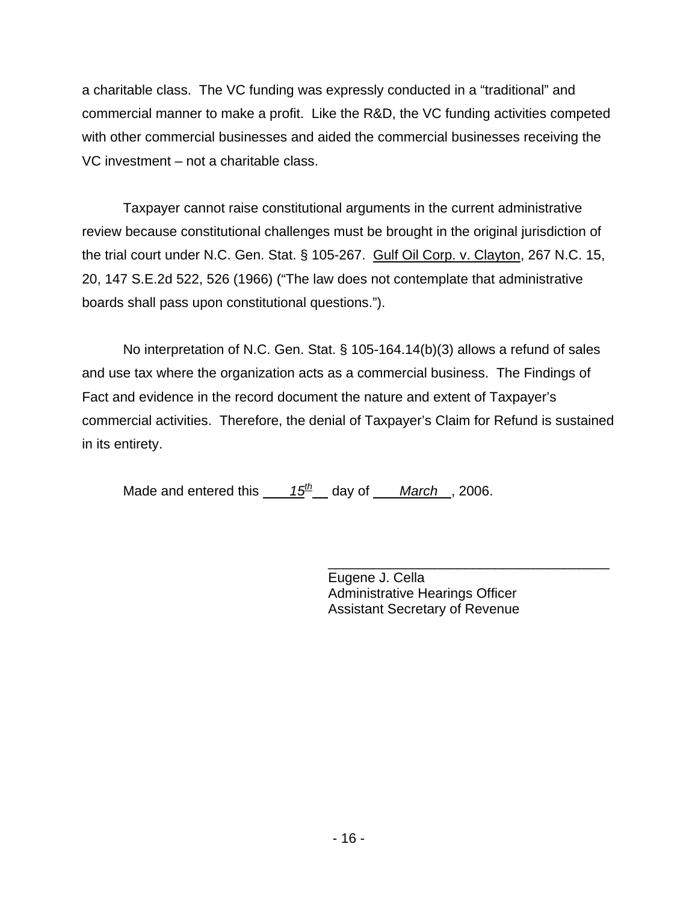a charitable class. The VC funding was expressly conducted in a "traditional" and commercial manner to make a profit. Like the R&D, the VC funding activities competed with other commercial businesses and aided the commercial businesses receiving the VC investment – not a charitable class.

Taxpayer cannot raise constitutional arguments in the current administrative review because constitutional challenges must be brought in the original jurisdiction of the trial court under N.C. Gen. Stat. § 105-267. Gulf Oil Corp. v. Clayton, 267 N.C. 15, 20, 147 S.E.2d 522, 526 (1966) ("The law does not contemplate that administrative boards shall pass upon constitutional questions.").

No interpretation of N.C. Gen. Stat. § 105-164.14(b)(3) allows a refund of sales and use tax where the organization acts as a commercial business. The Findings of Fact and evidence in the record document the nature and extent of Taxpayer's commercial activities. Therefore, the denial of Taxpayer's Claim for Refund is sustained in its entirety.

Made and entered this *15th* day of *March*, 2006.

Eugene J. Cella
Administrative Hearings Officer
Assistant Secretary of Revenue